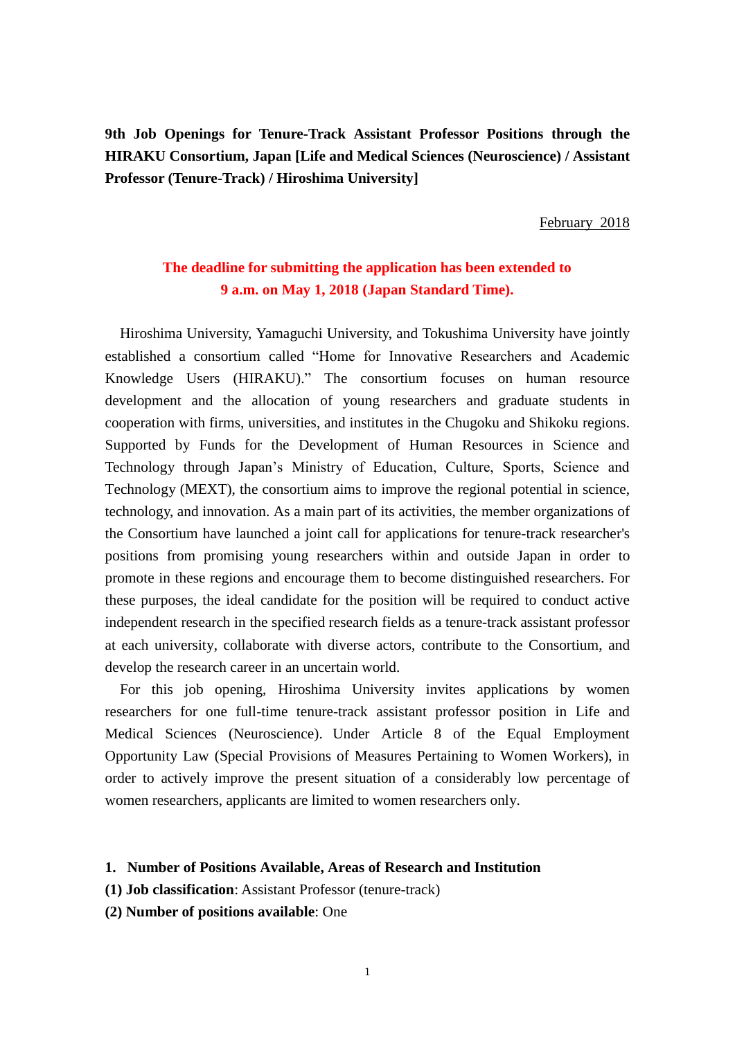**9th Job Openings for Tenure-Track Assistant Professor Positions through the HIRAKU Consortium, Japan [Life and Medical Sciences (Neuroscience) / Assistant Professor (Tenure-Track) / Hiroshima University]**

February 2018

**The deadline for submitting the application has been extended to 9 a.m. on May 1, 2018 (Japan Standard Time).**

Hiroshima University, Yamaguchi University, and Tokushima University have jointly established a consortium called "Home for Innovative Researchers and Academic Knowledge Users (HIRAKU)." The consortium focuses on human resource development and the allocation of young researchers and graduate students in cooperation with firms, universities, and institutes in the Chugoku and Shikoku regions. Supported by Funds for the Development of Human Resources in Science and Technology through Japan's Ministry of Education, Culture, Sports, Science and Technology (MEXT), the consortium aims to improve the regional potential in science, technology, and innovation. As a main part of its activities, the member organizations of the Consortium have launched a joint call for applications for tenure-track researcher's positions from promising young researchers within and outside Japan in order to promote in these regions and encourage them to become distinguished researchers. For these purposes, the ideal candidate for the position will be required to conduct active independent research in the specified research fields as a tenure-track assistant professor at each university, collaborate with diverse actors, contribute to the Consortium, and develop the research career in an uncertain world.

For this job opening, Hiroshima University invites applications by women researchers for one full-time tenure-track assistant professor position in Life and Medical Sciences (Neuroscience). Under Article 8 of the Equal Employment Opportunity Law (Special Provisions of Measures Pertaining to Women Workers), in order to actively improve the present situation of a considerably low percentage of women researchers, applicants are limited to women researchers only.

**1. Number of Positions Available, Areas of Research and Institution**

**(1) Job classification**: Assistant Professor (tenure-track)

**(2) Number of positions available**: One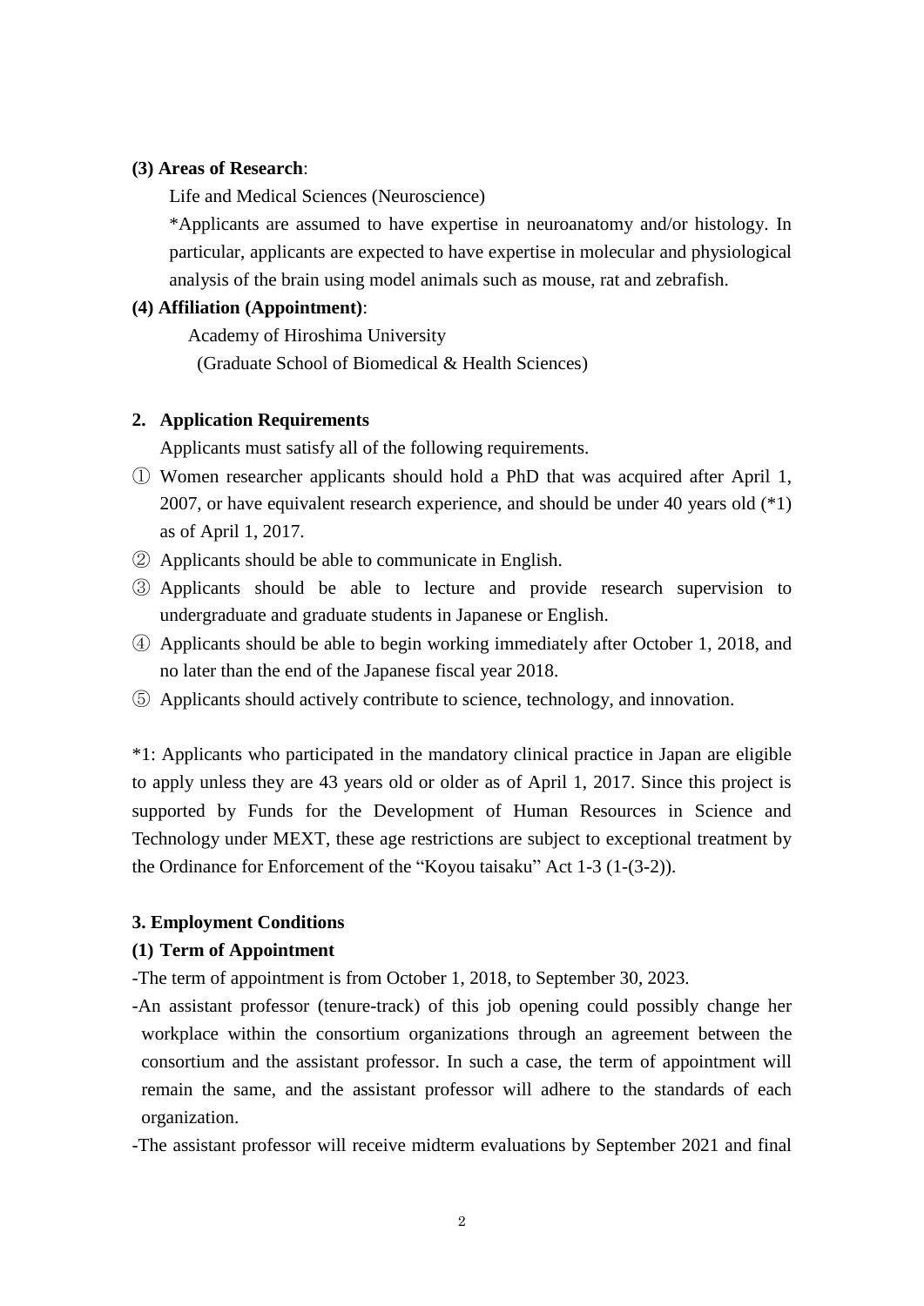**(3) Areas of Research**:

Life and Medical Sciences (Neuroscience)

*Applicants are assumed to have expertise in neuroanatomy and/or histology. In particular, applicants are expected to have expertise in molecular and physiological analysis of the brain using model animals such as mouse, rat and zebrafish.

**(4) Affiliation (Appointment)**:

Academy of Hiroshima University

(Graduate School of Biomedical & Health Sciences)

**2. Application Requirements**

Applicants must satisfy all of the following requirements.

① Women researcher applicants should hold a PhD that was acquired after April 1, 2007, or have equivalent research experience, and should be under 40 years old (*1) as of April 1, 2017.

② Applicants should be able to communicate in English.

③ Applicants should be able to lecture and provide research supervision to undergraduate and graduate students in Japanese or English.

④ Applicants should be able to begin working immediately after October 1, 2018, and no later than the end of the Japanese fiscal year 2018.

⑤ Applicants should actively contribute to science, technology, and innovation.

*1: Applicants who participated in the mandatory clinical practice in Japan are eligible to apply unless they are 43 years old or older as of April 1, 2017. Since this project is supported by Funds for the Development of Human Resources in Science and Technology under MEXT, these age restrictions are subject to exceptional treatment by the Ordinance for Enforcement of the "Koyou taisaku" Act 1-3 (1-(3-2)).

**3. Employment Conditions**

**(1) Term of Appointment**

-The term of appointment is from October 1, 2018, to September 30, 2023.

-An assistant professor (tenure-track) of this job opening could possibly change her workplace within the consortium organizations through an agreement between the consortium and the assistant professor. In such a case, the term of appointment will remain the same, and the assistant professor will adhere to the standards of each organization.

-The assistant professor will receive midterm evaluations by September 2021 and final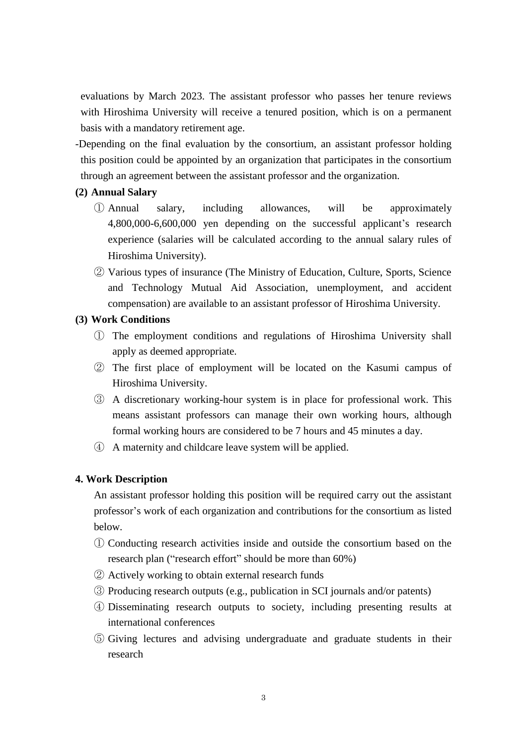evaluations by March 2023. The assistant professor who passes her tenure reviews with Hiroshima University will receive a tenured position, which is on a permanent basis with a mandatory retirement age.

-Depending on the final evaluation by the consortium, an assistant professor holding this position could be appointed by an organization that participates in the consortium through an agreement between the assistant professor and the organization.

**(2) Annual Salary**

① Annual salary, including allowances, will be approximately 4,800,000-6,600,000 yen depending on the successful applicant's research experience (salaries will be calculated according to the annual salary rules of Hiroshima University).

② Various types of insurance (The Ministry of Education, Culture, Sports, Science and Technology Mutual Aid Association, unemployment, and accident compensation) are available to an assistant professor of Hiroshima University.

**(3) Work Conditions**

① The employment conditions and regulations of Hiroshima University shall apply as deemed appropriate.

② The first place of employment will be located on the Kasumi campus of Hiroshima University.

③ A discretionary working-hour system is in place for professional work. This means assistant professors can manage their own working hours, although formal working hours are considered to be 7 hours and 45 minutes a day.

④ A maternity and childcare leave system will be applied.

**4. Work Description**

An assistant professor holding this position will be required carry out the assistant professor's work of each organization and contributions for the consortium as listed below.

① Conducting research activities inside and outside the consortium based on the research plan ("research effort" should be more than 60%)

② Actively working to obtain external research funds

③ Producing research outputs (e.g., publication in SCI journals and/or patents)

④ Disseminating research outputs to society, including presenting results at international conferences

⑤ Giving lectures and advising undergraduate and graduate students in their research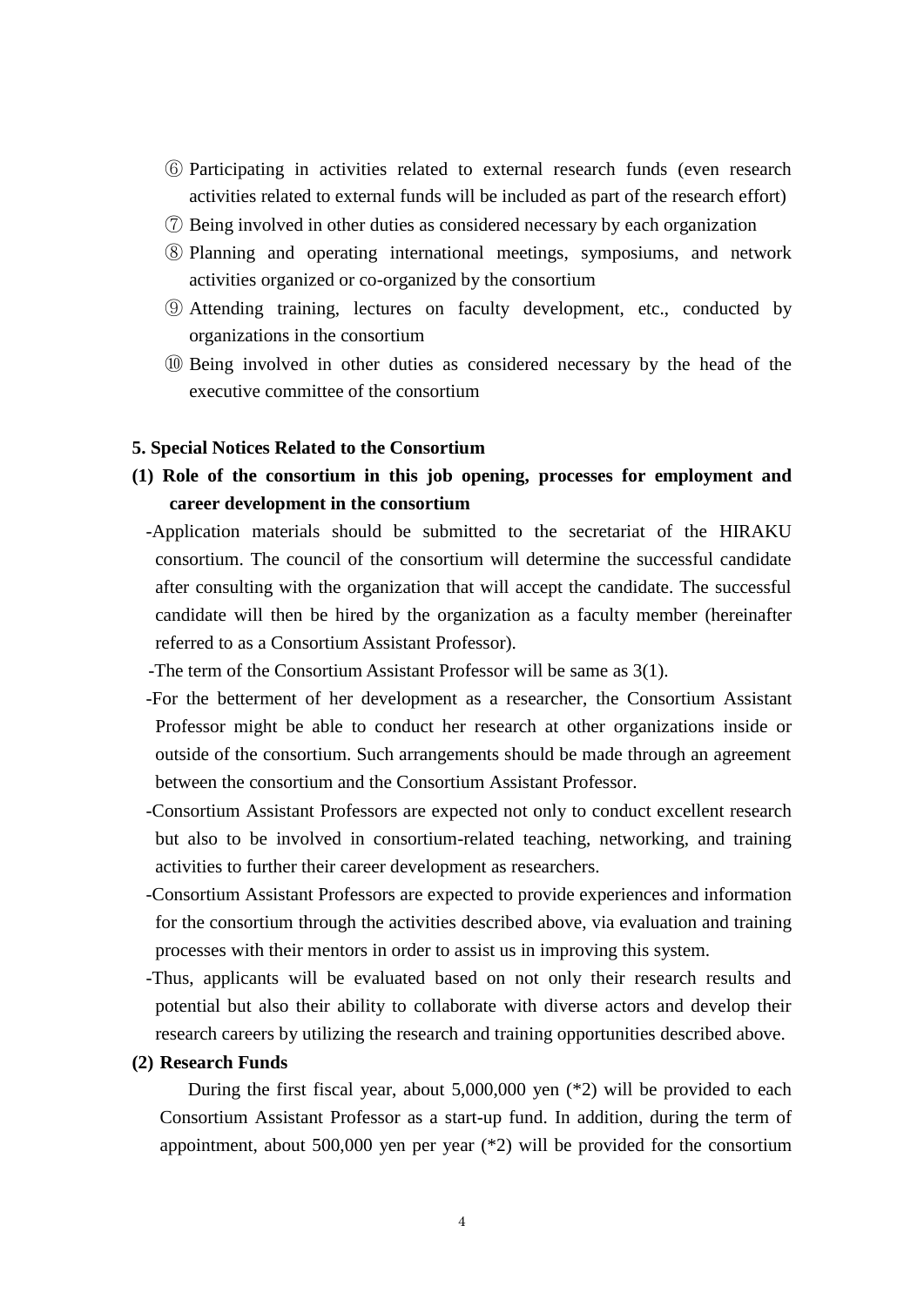⑥ Participating in activities related to external research funds (even research activities related to external funds will be included as part of the research effort)

⑦ Being involved in other duties as considered necessary by each organization

⑧ Planning and operating international meetings, symposiums, and network activities organized or co-organized by the consortium

⑨ Attending training, lectures on faculty development, etc., conducted by organizations in the consortium

⑩ Being involved in other duties as considered necessary by the head of the executive committee of the consortium

**5. Special Notices Related to the Consortium**

**(1) Role of the consortium in this job opening, processes for employment and career development in the consortium**

-Application materials should be submitted to the secretariat of the HIRAKU consortium. The council of the consortium will determine the successful candidate after consulting with the organization that will accept the candidate. The successful candidate will then be hired by the organization as a faculty member (hereinafter referred to as a Consortium Assistant Professor).

-The term of the Consortium Assistant Professor will be same as 3(1).

-For the betterment of her development as a researcher, the Consortium Assistant Professor might be able to conduct her research at other organizations inside or outside of the consortium. Such arrangements should be made through an agreement between the consortium and the Consortium Assistant Professor.

-Consortium Assistant Professors are expected not only to conduct excellent research but also to be involved in consortium-related teaching, networking, and training activities to further their career development as researchers.

-Consortium Assistant Professors are expected to provide experiences and information for the consortium through the activities described above, via evaluation and training processes with their mentors in order to assist us in improving this system.

-Thus, applicants will be evaluated based on not only their research results and potential but also their ability to collaborate with diverse actors and develop their research careers by utilizing the research and training opportunities described above.

**(2) Research Funds**

During the first fiscal year, about 5,000,000 yen (*2) will be provided to each Consortium Assistant Professor as a start-up fund. In addition, during the term of appointment, about 500,000 yen per year (*2) will be provided for the consortium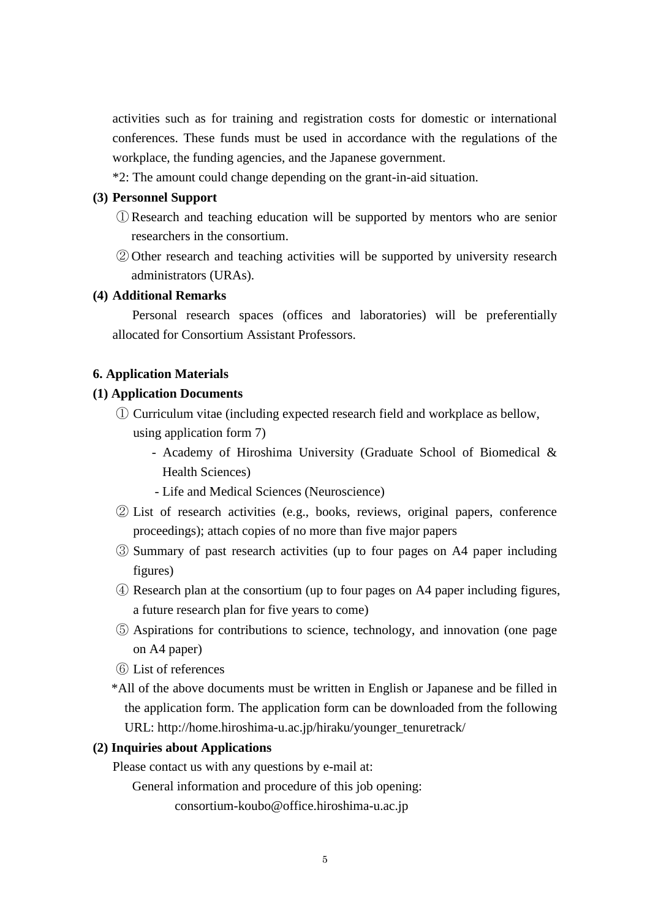activities such as for training and registration costs for domestic or international conferences. These funds must be used in accordance with the regulations of the workplace, the funding agencies, and the Japanese government.

*2: The amount could change depending on the grant-in-aid situation.

**(3) Personnel Support**

① Research and teaching education will be supported by mentors who are senior researchers in the consortium.

② Other research and teaching activities will be supported by university research administrators (URAs).

**(4) Additional Remarks**

Personal research spaces (offices and laboratories) will be preferentially allocated for Consortium Assistant Professors.

**6. Application Materials**

**(1) Application Documents**

① Curriculum vitae (including expected research field and workplace as bellow, using application form 7)

- Academy of Hiroshima University (Graduate School of Biomedical & Health Sciences)
- Life and Medical Sciences (Neuroscience)

② List of research activities (e.g., books, reviews, original papers, conference proceedings); attach copies of no more than five major papers

③ Summary of past research activities (up to four pages on A4 paper including figures)

④ Research plan at the consortium (up to four pages on A4 paper including figures, a future research plan for five years to come)

⑤ Aspirations for contributions to science, technology, and innovation (one page on A4 paper)

⑥ List of references

*All of the above documents must be written in English or Japanese and be filled in the application form. The application form can be downloaded from the following URL: http://home.hiroshima-u.ac.jp/hiraku/younger_tenuretrack/

**(2) Inquiries about Applications**

Please contact us with any questions by e-mail at:

General information and procedure of this job opening:

consortium-koubo@office.hiroshima-u.ac.jp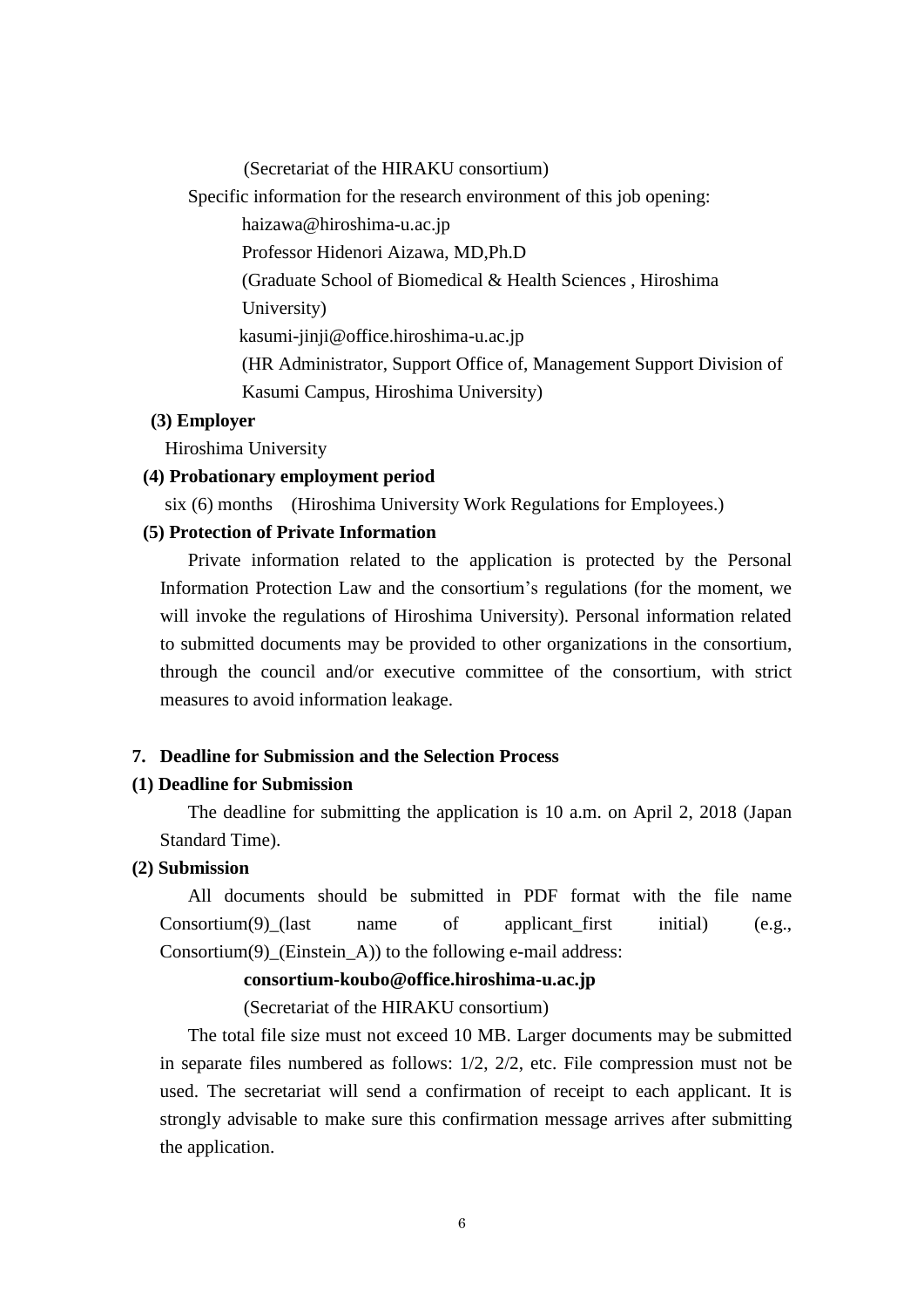(Secretariat of the HIRAKU consortium)

Specific information for the research environment of this job opening:

haizawa@hiroshima-u.ac.jp

Professor Hidenori Aizawa, MD,Ph.D

(Graduate School of Biomedical & Health Sciences , Hiroshima University)

kasumi-jinji@office.hiroshima-u.ac.jp

(HR Administrator, Support Office of, Management Support Division of Kasumi Campus, Hiroshima University)

**(3) Employer**

Hiroshima University

**(4) Probationary employment period**

six (6) months (Hiroshima University Work Regulations for Employees.)

**(5) Protection of Private Information**

Private information related to the application is protected by the Personal Information Protection Law and the consortium's regulations (for the moment, we will invoke the regulations of Hiroshima University). Personal information related to submitted documents may be provided to other organizations in the consortium, through the council and/or executive committee of the consortium, with strict measures to avoid information leakage.

## 7. Deadline for Submission and the Selection Process

**(1) Deadline for Submission**

The deadline for submitting the application is 10 a.m. on April 2, 2018 (Japan Standard Time).

**(2) Submission**

All documents should be submitted in PDF format with the file name Consortium(9)_(last name of applicant_first initial) (e.g., Consortium(9)_(Einstein_A)) to the following e-mail address:

**consortium-koubo@office.hiroshima-u.ac.jp**

(Secretariat of the HIRAKU consortium)

The total file size must not exceed 10 MB. Larger documents may be submitted in separate files numbered as follows: 1/2, 2/2, etc. File compression must not be used. The secretariat will send a confirmation of receipt to each applicant. It is strongly advisable to make sure this confirmation message arrives after submitting the application.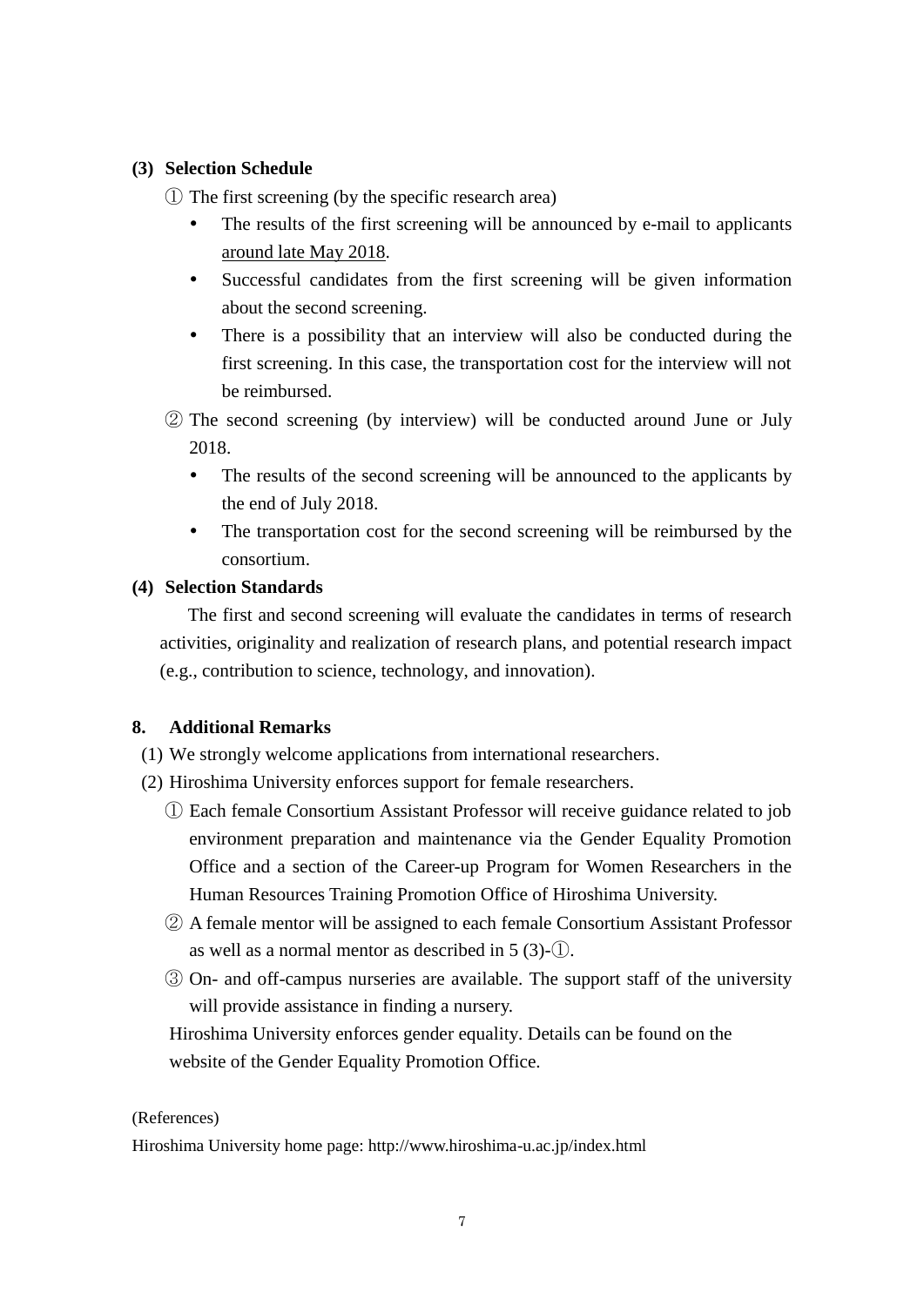**(3) Selection Schedule**

① The first screening (by the specific research area)

- The results of the first screening will be announced by e-mail to applicants <u>around late May 2018</u>.
- Successful candidates from the first screening will be given information about the second screening.
- There is a possibility that an interview will also be conducted during the first screening. In this case, the transportation cost for the interview will not be reimbursed.

② The second screening (by interview) will be conducted around June or July 2018.

- The results of the second screening will be announced to the applicants by the end of July 2018.
- The transportation cost for the second screening will be reimbursed by the consortium.

**(4) Selection Standards**

The first and second screening will evaluate the candidates in terms of research activities, originality and realization of research plans, and potential research impact (e.g., contribution to science, technology, and innovation).

**8. Additional Remarks**

(1) We strongly welcome applications from international researchers.

(2) Hiroshima University enforces support for female researchers.

① Each female Consortium Assistant Professor will receive guidance related to job environment preparation and maintenance via the Gender Equality Promotion Office and a section of the Career-up Program for Women Researchers in the Human Resources Training Promotion Office of Hiroshima University.

② A female mentor will be assigned to each female Consortium Assistant Professor as well as a normal mentor as described in 5 (3)-①.

③ On- and off-campus nurseries are available. The support staff of the university will provide assistance in finding a nursery.

Hiroshima University enforces gender equality. Details can be found on the website of the Gender Equality Promotion Office.

(References)

Hiroshima University home page: http://www.hiroshima-u.ac.jp/index.html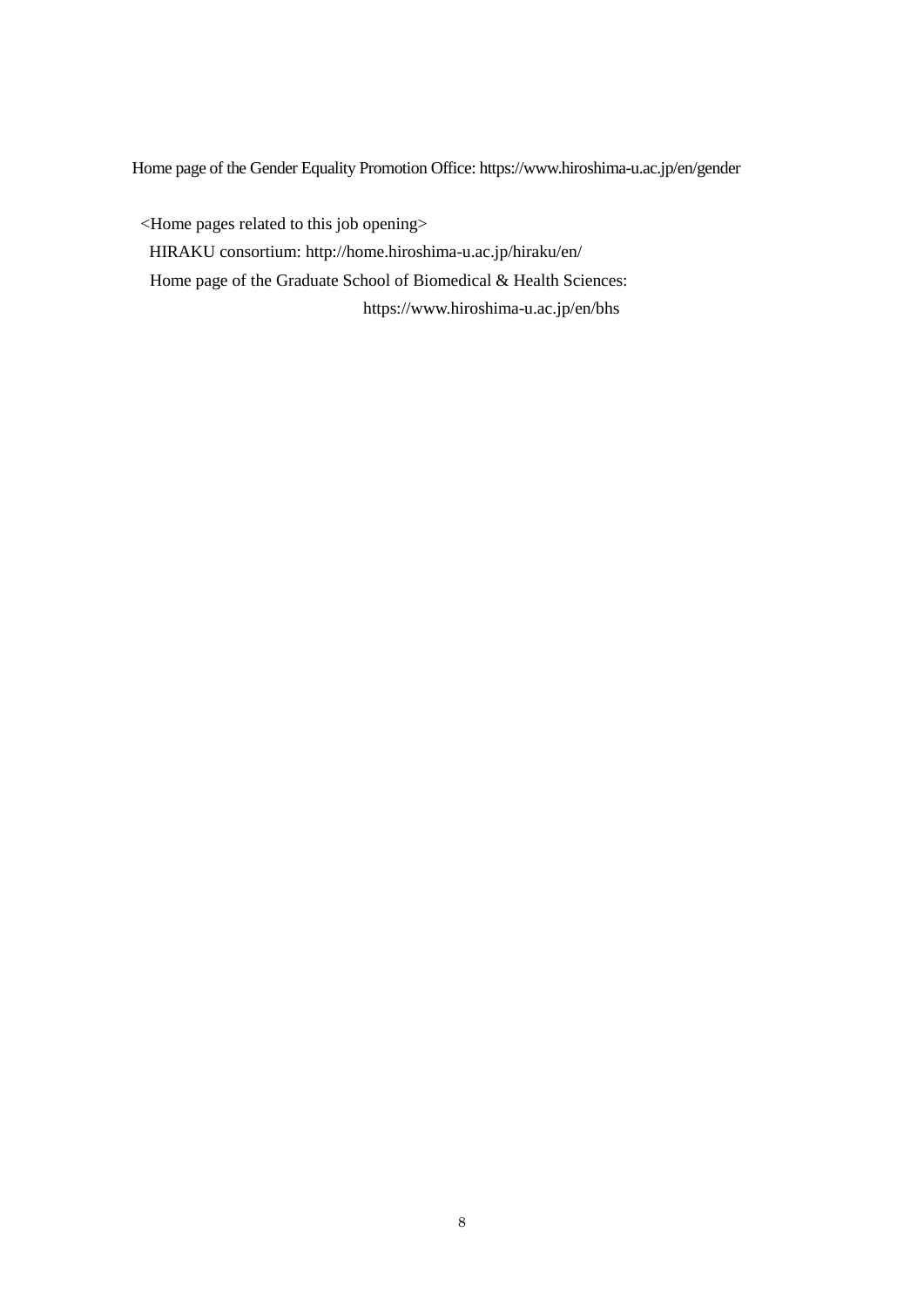Home page of the Gender Equality Promotion Office: https://www.hiroshima-u.ac.jp/en/gender

<Home pages related to this job opening>

HIRAKU consortium: http://home.hiroshima-u.ac.jp/hiraku/en/

Home page of the Graduate School of Biomedical & Health Sciences:
https://www.hiroshima-u.ac.jp/en/bhs